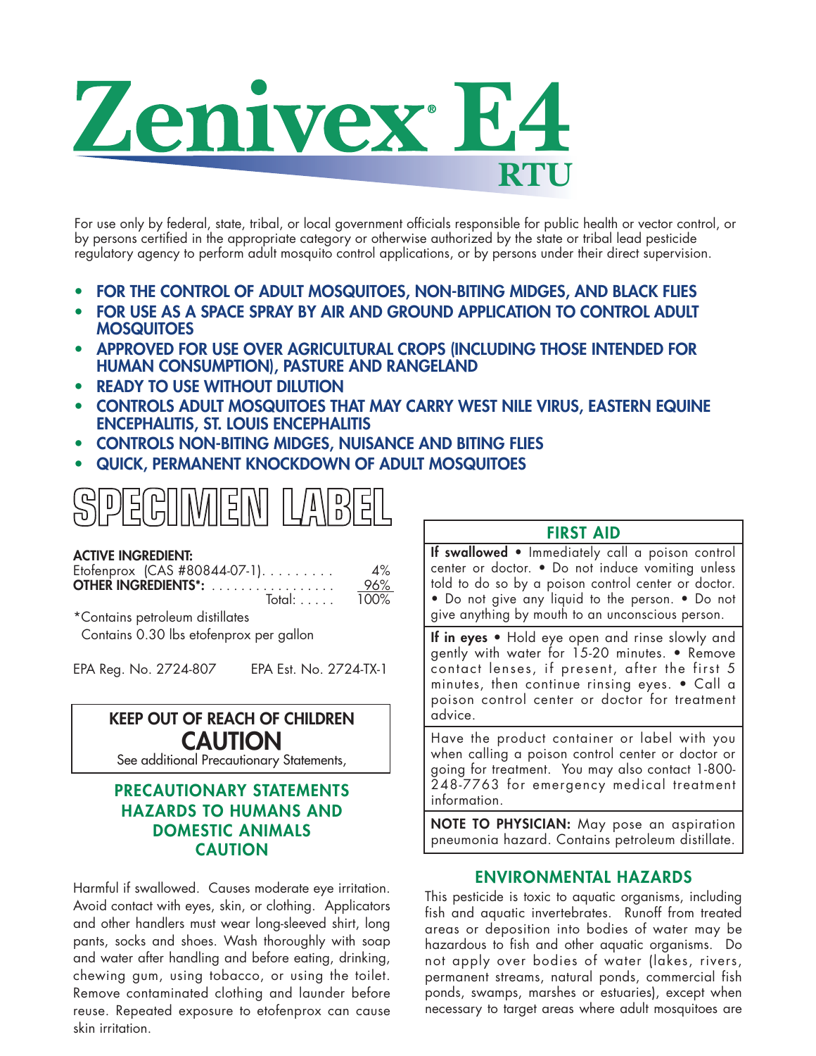# Zenivex® E4

## RTU

For use only by federal, state, tribal, or local government officials responsible for public health or vector control, or by persons certified in the appropriate category or otherwise authorized by the state or tribal lead pesticide regulatory agency to perform adult mosquito control applications, or by persons under their direct supervision.

- **FOR THE CONTROL OF ADULT MOSQUITOES, NON-BITING MIDGES, AND BLACK FLIES**
- **FOR USE AS A SPACE SPRAY BY AIR AND GROUND APPLICATION TO CONTROL ADULT MOSQUITOES**
- **APPROVED FOR USE OVER AGRICULTURAL CROPS (INCLUDING THOSE INTENDED FOR HUMAN CONSUMPTION), PASTURE AND RANGELAND**
- **READY TO USE WITHOUT DILUTION**
- **CONTROLS ADULT MOSQUITOES THAT MAY CARRY WEST NILE VIRUS, EASTERN EQUINE ENCEPHALITIS, ST. LOUIS ENCEPHALITIS**
- **CONTROLS NON-BITING MIDGES, NUISANCE AND BITING FLIES**
- **QUICK, PERMANENT KNOCKDOWN OF ADULT MOSQUITOES**

## SPECIMEN LABEL

**ACTIVE INGREDIENT:**

| | |
|---|---|
| Etofenprox (CAS #80844-07-1) | 4% |
| **OTHER INGREDIENTS*:** | 96% |
| Total: | 100% |

*Contains petroleum distillates
Contains 0.30 lbs etofenprox per gallon

EPA Reg. No. 2724-807 EPA Est. No. 2724-TX-1

**KEEP OUT OF REACH OF CHILDREN**

**CAUTION**

See additional Precautionary Statements,

### PRECAUTIONARY STATEMENTS HAZARDS TO HUMANS AND DOMESTIC ANIMALS CAUTION

Harmful if swallowed. Causes moderate eye irritation. Avoid contact with eyes, skin, or clothing. Applicators and other handlers must wear long-sleeved shirt, long pants, socks and shoes. Wash thoroughly with soap and water after handling and before eating, drinking, chewing gum, using tobacco, or using the toilet. Remove contaminated clothing and launder before reuse. Repeated exposure to etofenprox can cause skin irritation.

### FIRST AID

**If swallowed** • Immediately call a poison control center or doctor. • Do not induce vomiting unless told to do so by a poison control center or doctor. • Do not give any liquid to the person. • Do not give anything by mouth to an unconscious person.

**If in eyes** • Hold eye open and rinse slowly and gently with water for 15-20 minutes. • Remove contact lenses, if present, after the first 5 minutes, then continue rinsing eyes. • Call a poison control center or doctor for treatment advice.

Have the product container or label with you when calling a poison control center or doctor or going for treatment. You may also contact 1-800-248-7763 for emergency medical treatment information.

**NOTE TO PHYSICIAN:** May pose an aspiration pneumonia hazard. Contains petroleum distillate.

### ENVIRONMENTAL HAZARDS

This pesticide is toxic to aquatic organisms, including fish and aquatic invertebrates. Runoff from treated areas or deposition into bodies of water may be hazardous to fish and other aquatic organisms. Do not apply over bodies of water (lakes, rivers, permanent streams, natural ponds, commercial fish ponds, swamps, marshes or estuaries), except when necessary to target areas where adult mosquitoes are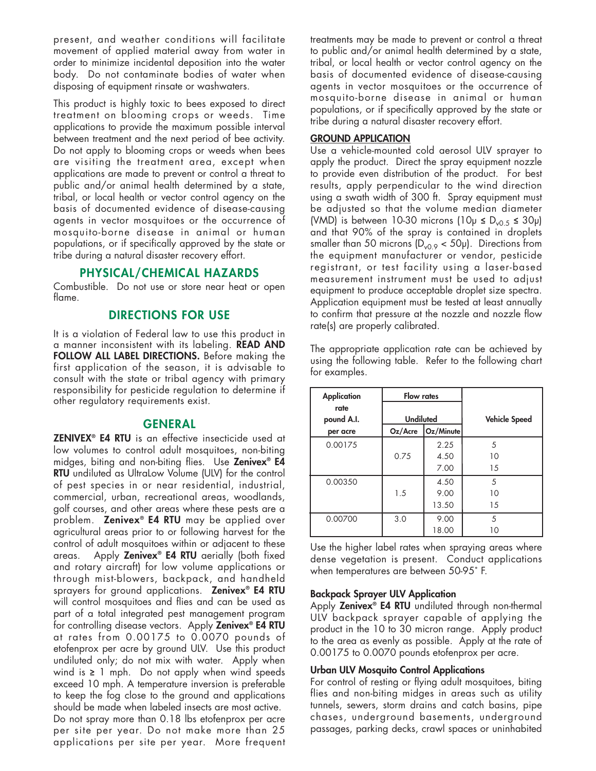present, and weather conditions will facilitate movement of applied material away from water in order to minimize incidental deposition into the water body. Do not contaminate bodies of water when disposing of equipment rinsate or washwaters.

This product is highly toxic to bees exposed to direct treatment on blooming crops or weeds. Time applications to provide the maximum possible interval between treatment and the next period of bee activity. Do not apply to blooming crops or weeds when bees are visiting the treatment area, except when applications are made to prevent or control a threat to public and/or animal health determined by a state, tribal, or local health or vector control agency on the basis of documented evidence of disease-causing agents in vector mosquitoes or the occurrence of mosquito-borne disease in animal or human populations, or if specifically approved by the state or tribe during a natural disaster recovery effort.

## PHYSICAL/CHEMICAL HAZARDS

Combustible. Do not use or store near heat or open flame.

## DIRECTIONS FOR USE

It is a violation of Federal law to use this product in a manner inconsistent with its labeling. **READ AND FOLLOW ALL LABEL DIRECTIONS.** Before making the first application of the season, it is advisable to consult with the state or tribal agency with primary responsibility for pesticide regulation to determine if other regulatory requirements exist.

## GENERAL

**ZENIVEX® E4 RTU** is an effective insecticide used at low volumes to control adult mosquitoes, non-biting midges, biting and non-biting flies. Use **Zenivex® E4 RTU** undiluted as UltraLow Volume (ULV) for the control of pest species in or near residential, industrial, commercial, urban, recreational areas, woodlands, golf courses, and other areas where these pests are a problem. **Zenivex® E4 RTU** may be applied over agricultural areas prior to or following harvest for the control of adult mosquitoes within or adjacent to these areas. Apply **Zenivex® E4 RTU** aerially (both fixed and rotary aircraft) for low volume applications or through mist-blowers, backpack, and handheld sprayers for ground applications. **Zenivex® E4 RTU** will control mosquitoes and flies and can be used as part of a total integrated pest management program for controlling disease vectors. Apply **Zenivex® E4 RTU** at rates from 0.00175 to 0.0070 pounds of etofenprox per acre by ground ULV. Use this product undiluted only; do not mix with water. Apply when wind is ≥ 1 mph. Do not apply when wind speeds exceed 10 mph. A temperature inversion is preferable to keep the fog close to the ground and applications should be made when labeled insects are most active.
Do not spray more than 0.18 lbs etofenprox per acre per site per year. Do not make more than 25 applications per site per year. More frequent treatments may be made to prevent or control a threat to public and/or animal health determined by a state, tribal, or local health or vector control agency on the basis of documented evidence of disease-causing agents in vector mosquitoes or the occurrence of mosquito-borne disease in animal or human populations, or if specifically approved by the state or tribe during a natural disaster recovery effort.

**GROUND APPLICATION**

Use a vehicle-mounted cold aerosol ULV sprayer to apply the product. Direct the spray equipment nozzle to provide even distribution of the product. For best results, apply perpendicular to the wind direction using a swath width of 300 ft. Spray equipment must be adjusted so that the volume median diameter (VMD) is between 10-30 microns ($10\mu \leq D_{v0.5} \leq 30\mu$) and that 90% of the spray is contained in droplets smaller than 50 microns ($D_{v0.9} < 50\mu$). Directions from the equipment manufacturer or vendor, pesticide registrant, or test facility using a laser-based measurement instrument must be used to adjust equipment to produce acceptable droplet size spectra. Application equipment must be tested at least annually to confirm that pressure at the nozzle and nozzle flow rate(s) are properly calibrated.

The appropriate application rate can be achieved by using the following table. Refer to the following chart for examples.

| Application rate pound A.I. per acre | Flow rates Undiluted Oz/Acre | Flow rates Undiluted Oz/Minute | Vehicle Speed |
|---|---|---|---|
| 0.00175 | 0.75 | 2.25 | 5 |
| | | 4.50 | 10 |
| | | 7.00 | 15 |
| 0.00350 | 1.5 | 4.50 | 5 |
| | | 9.00 | 10 |
| | | 13.50 | 15 |
| 0.00700 | 3.0 | 9.00 | 5 |
| | | 18.00 | 10 |

Use the higher label rates when spraying areas where dense vegetation is present. Conduct applications when temperatures are between 50-95° F.

**Backpack Sprayer ULV Application**

Apply **Zenivex® E4 RTU** undiluted through non-thermal ULV backpack sprayer capable of applying the product in the 10 to 30 micron range. Apply product to the area as evenly as possible. Apply at the rate of 0.00175 to 0.0070 pounds etofenprox per acre.

**Urban ULV Mosquito Control Applications**

For control of resting or flying adult mosquitoes, biting flies and non-biting midges in areas such as utility tunnels, sewers, storm drains and catch basins, pipe chases, underground basements, underground passages, parking decks, crawl spaces or uninhabited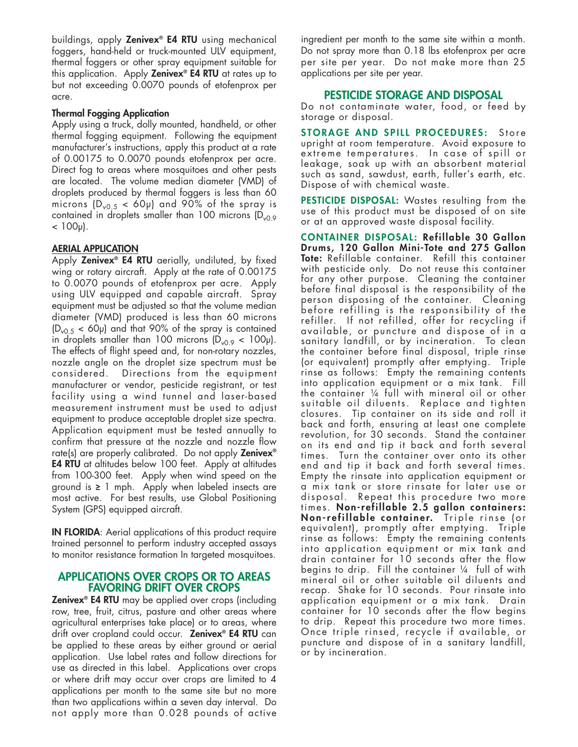buildings, apply **Zenivex® E4 RTU** using mechanical foggers, hand-held or truck-mounted ULV equipment, thermal foggers or other spray equipment suitable for this application. Apply **Zenivex® E4 RTU** at rates up to but not exceeding 0.0070 pounds of etofenprox per acre.

### Thermal Fogging Application

Apply using a truck, dolly mounted, handheld, or other thermal fogging equipment. Following the equipment manufacturer's instructions, apply this product at a rate of 0.00175 to 0.0070 pounds etofenprox per acre. Direct fog to areas where mosquitoes and other pests are located. The volume median diameter (VMD) of droplets produced by thermal foggers is less than 60 microns ($D_{v0.5}$ < 60μ) and 90% of the spray is contained in droplets smaller than 100 microns ($D_{v0.9}$ < 100μ).

### AERIAL APPLICATION

Apply **Zenivex® E4 RTU** aerially, undiluted, by fixed wing or rotary aircraft. Apply at the rate of 0.00175 to 0.0070 pounds of etofenprox per acre. Apply using ULV equipped and capable aircraft. Spray equipment must be adjusted so that the volume median diameter (VMD) produced is less than 60 microns ($D_{v0.5}$ < 60μ) and that 90% of the spray is contained in droplets smaller than 100 microns ($D_{v0.9}$ < 100μ). The effects of flight speed and, for non-rotary nozzles, nozzle angle on the droplet size spectrum must be considered. Directions from the equipment manufacturer or vendor, pesticide registrant, or test facility using a wind tunnel and laser-based measurement instrument must be used to adjust equipment to produce acceptable droplet size spectra. Application equipment must be tested annually to confirm that pressure at the nozzle and nozzle flow rate(s) are properly calibrated. Do not apply **Zenivex® E4 RTU** at altitudes below 100 feet. Apply at altitudes from 100-300 feet. Apply when wind speed on the ground is ≥ 1 mph. Apply when labeled insects are most active. For best results, use Global Positioning System (GPS) equipped aircraft.

**IN FLORIDA**: Aerial applications of this product require trained personnel to perform industry accepted assays to monitor resistance formation In targeted mosquitoes.

## APPLICATIONS OVER CROPS OR TO AREAS FAVORING DRIFT OVER CROPS

**Zenivex® E4 RTU** may be applied over crops (including row, tree, fruit, citrus, pasture and other areas where agricultural enterprises take place) or to areas, where drift over cropland could occur. **Zenivex® E4 RTU** can be applied to these areas by either ground or aerial application. Use label rates and follow directions for use as directed in this label. Applications over crops or where drift may occur over crops are limited to 4 applications per month to the same site but no more than two applications within a seven day interval. Do not apply more than 0.028 pounds of active ingredient per month to the same site within a month. Do not spray more than 0.18 lbs etofenprox per acre per site per year. Do not make more than 25 applications per site per year.

## PESTICIDE STORAGE AND DISPOSAL

Do not contaminate water, food, or feed by storage or disposal.

**STORAGE AND SPILL PROCEDURES:** Store upright at room temperature. Avoid exposure to extreme temperatures. In case of spill or leakage, soak up with an absorbent material such as sand, sawdust, earth, fuller's earth, etc. Dispose of with chemical waste.

**PESTICIDE DISPOSAL:** Wastes resulting from the use of this product must be disposed of on site or at an approved waste disposal facility.

**CONTAINER DISPOSAL: Refillable 30 Gallon Drums, 120 Gallon Mini-Tote and 275 Gallon Tote:** Refillable container. Refill this container with pesticide only. Do not reuse this container for any other purpose. Cleaning the container before final disposal is the responsibility of the person disposing of the container. Cleaning before refilling is the responsibility of the refiller. If not refilled, offer for recycling if available, or puncture and dispose of in a sanitary landfill, or by incineration. To clean the container before final disposal, triple rinse (or equivalent) promptly after emptying. Triple rinse as follows: Empty the remaining contents into application equipment or a mix tank. Fill the container ¼ full with mineral oil or other suitable oil diluents. Replace and tighten closures. Tip container on its side and roll it back and forth, ensuring at least one complete revolution, for 30 seconds. Stand the container on its end and tip it back and forth several times. Turn the container over onto its other end and tip it back and forth several times. Empty the rinsate into application equipment or a mix tank or store rinsate for later use or disposal. Repeat this procedure two more times. **Non-refillable 2.5 gallon containers: Non-refillable container.** Triple rinse (or equivalent), promptly after emptying. Triple rinse as follows: Empty the remaining contents into application equipment or mix tank and drain container for 10 seconds after the flow begins to drip. Fill the container ¼ full of with mineral oil or other suitable oil diluents and recap. Shake for 10 seconds. Pour rinsate into application equipment or a mix tank. Drain container for 10 seconds after the flow begins to drip. Repeat this procedure two more times. Once triple rinsed, recycle if available, or puncture and dispose of in a sanitary landfill, or by incineration.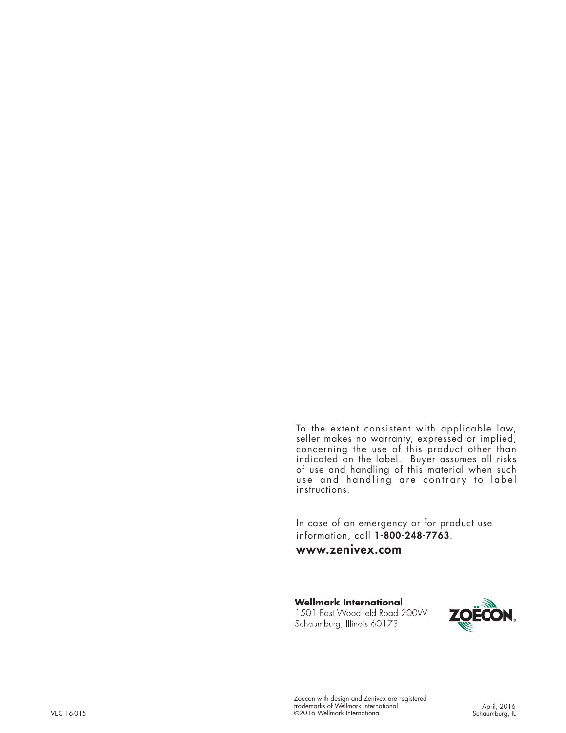To the extent consistent with applicable law, seller makes no warranty, expressed or implied, concerning the use of this product other than indicated on the label. Buyer assumes all risks of use and handling of this material when such use and handling are contrary to label instructions.

In case of an emergency or for product use information, call **1-800-248-7763**.

**www.zenivex.com**

**Wellmark International**
1501 East Woodfield Road 200W
Schaumburg, Illinois 60173

ZOËCON®

VEC 16-015

Zoecon with design and Zenivex are registered trademarks of Wellmark International
©2016 Wellmark International

April, 2016
Schaumburg, IL